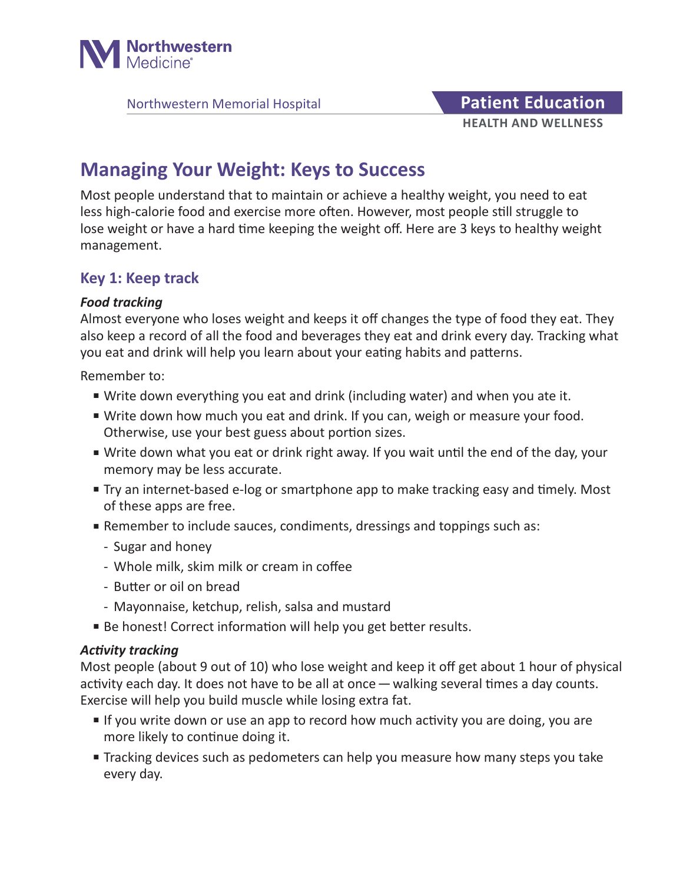Northwestern Medicine

Northwestern Memorial Hospital

**Patient Education**
**HEALTH AND WELLNESS**

# Managing Your Weight: Keys to Success

Most people understand that to maintain or achieve a healthy weight, you need to eat less high-calorie food and exercise more often. However, most people still struggle to lose weight or have a hard time keeping the weight off. Here are 3 keys to healthy weight management.

## Key 1: Keep track

***Food tracking***

Almost everyone who loses weight and keeps it off changes the type of food they eat. They also keep a record of all the food and beverages they eat and drink every day. Tracking what you eat and drink will help you learn about your eating habits and patterns.

Remember to:

- Write down everything you eat and drink (including water) and when you ate it.
- Write down how much you eat and drink. If you can, weigh or measure your food. Otherwise, use your best guess about portion sizes.
- Write down what you eat or drink right away. If you wait until the end of the day, your memory may be less accurate.
- Try an internet-based e-log or smartphone app to make tracking easy and timely. Most of these apps are free.
- Remember to include sauces, condiments, dressings and toppings such as:
  - Sugar and honey
  - Whole milk, skim milk or cream in coffee
  - Butter or oil on bread
  - Mayonnaise, ketchup, relish, salsa and mustard
- Be honest! Correct information will help you get better results.

***Activity tracking***

Most people (about 9 out of 10) who lose weight and keep it off get about 1 hour of physical activity each day. It does not have to be all at once — walking several times a day counts. Exercise will help you build muscle while losing extra fat.

- If you write down or use an app to record how much activity you are doing, you are more likely to continue doing it.
- Tracking devices such as pedometers can help you measure how many steps you take every day.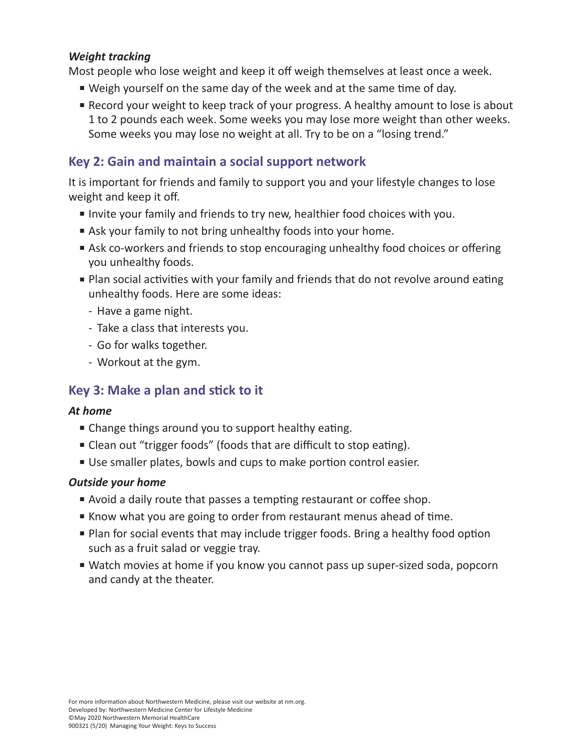### *Weight tracking*

Most people who lose weight and keep it off weigh themselves at least once a week.

- Weigh yourself on the same day of the week and at the same time of day.
- Record your weight to keep track of your progress. A healthy amount to lose is about 1 to 2 pounds each week. Some weeks you may lose more weight than other weeks. Some weeks you may lose no weight at all. Try to be on a "losing trend."

## Key 2: Gain and maintain a social support network

It is important for friends and family to support you and your lifestyle changes to lose weight and keep it off.

- Invite your family and friends to try new, healthier food choices with you.
- Ask your family to not bring unhealthy foods into your home.
- Ask co-workers and friends to stop encouraging unhealthy food choices or offering you unhealthy foods.
- Plan social activities with your family and friends that do not revolve around eating unhealthy foods. Here are some ideas:
  - Have a game night.
  - Take a class that interests you.
  - Go for walks together.
  - Workout at the gym.

## Key 3: Make a plan and stick to it

### *At home*

- Change things around you to support healthy eating.
- Clean out "trigger foods" (foods that are difficult to stop eating).
- Use smaller plates, bowls and cups to make portion control easier.

### *Outside your home*

- Avoid a daily route that passes a tempting restaurant or coffee shop.
- Know what you are going to order from restaurant menus ahead of time.
- Plan for social events that may include trigger foods. Bring a healthy food option such as a fruit salad or veggie tray.
- Watch movies at home if you know you cannot pass up super-sized soda, popcorn and candy at the theater.

For more information about Northwestern Medicine, please visit our website at nm.org.
Developed by: Northwestern Medicine Center for Lifestyle Medicine
©May 2020 Northwestern Memorial HealthCare
900321 (5/20) Managing Your Weight: Keys to Success